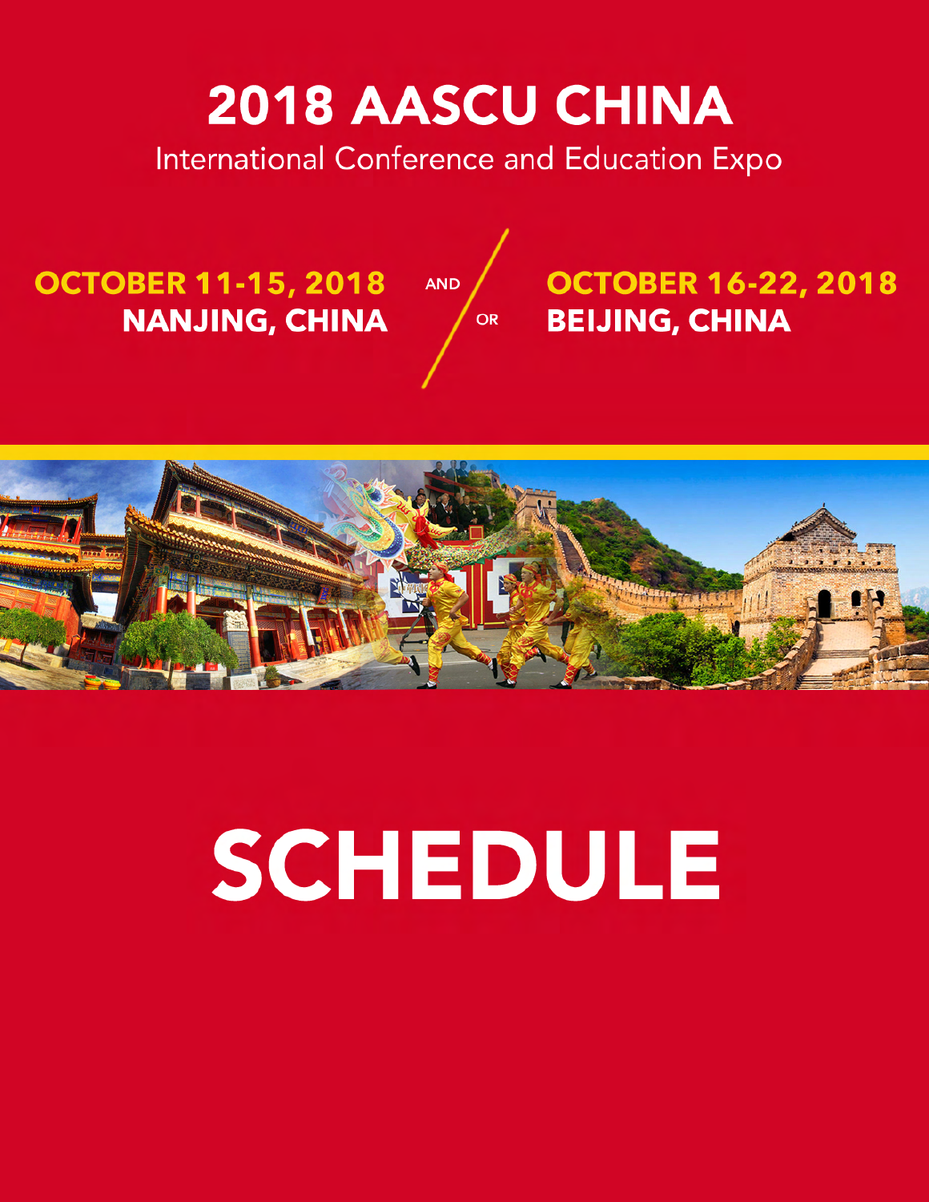# 2018 AASCU CHINA

International Conference and Education Expo

**OCTOBER 11-15, 2018**
**NANJING, CHINA**

AND / OR

**OCTOBER 16-22, 2018**
**BEIJING, CHINA**

# SCHEDULE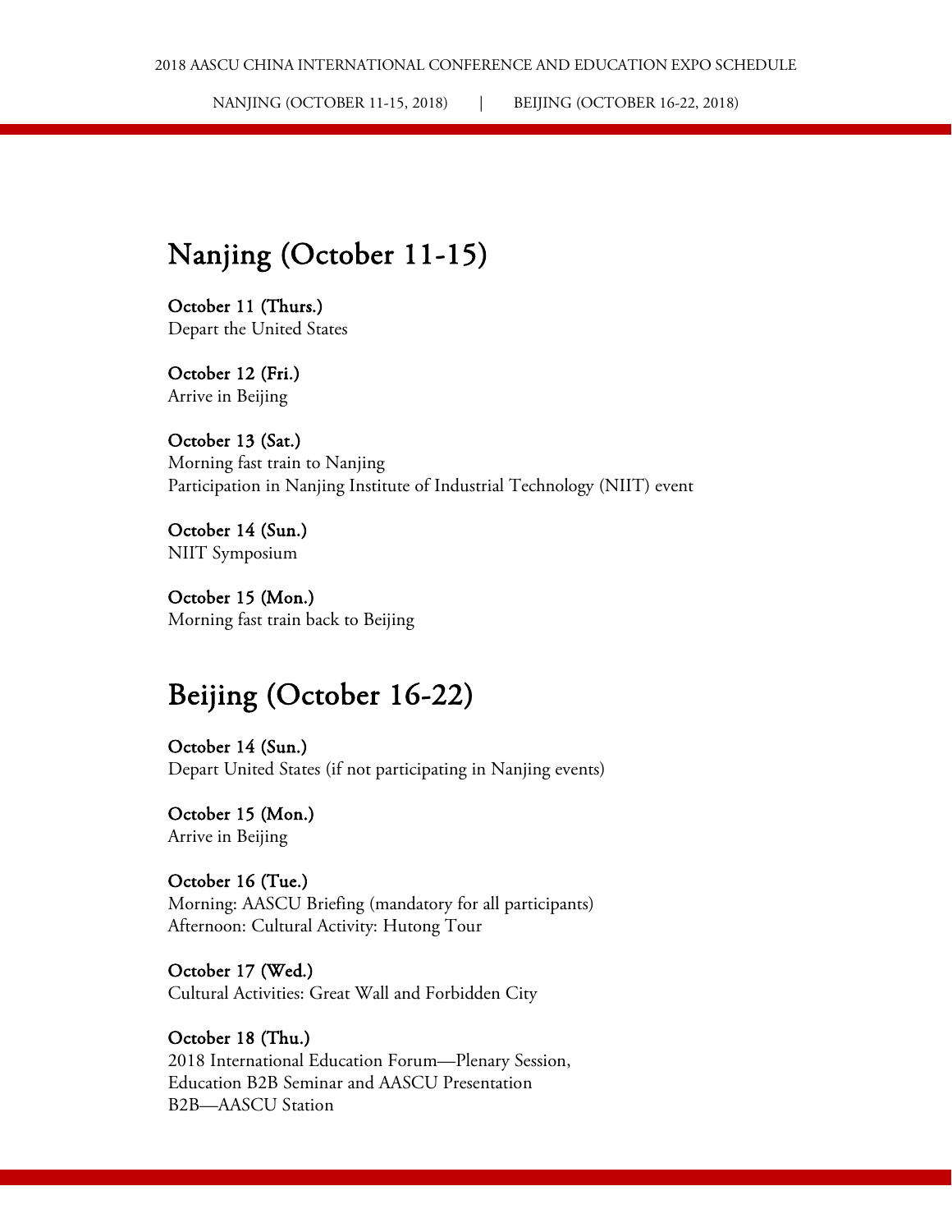## Nanjing (October 11-15)

**October 11 (Thurs.)**
Depart the United States

**October 12 (Fri.)**
Arrive in Beijing

**October 13 (Sat.)**
Morning fast train to Nanjing
Participation in Nanjing Institute of Industrial Technology (NIIT) event

**October 14 (Sun.)**
NIIT Symposium

**October 15 (Mon.)**
Morning fast train back to Beijing

## Beijing (October 16-22)

**October 14 (Sun.)**
Depart United States (if not participating in Nanjing events)

**October 15 (Mon.)**
Arrive in Beijing

**October 16 (Tue.)**
Morning: AASCU Briefing (mandatory for all participants)
Afternoon: Cultural Activity: Hutong Tour

**October 17 (Wed.)**
Cultural Activities: Great Wall and Forbidden City

**October 18 (Thu.)**
2018 International Education Forum—Plenary Session,
Education B2B Seminar and AASCU Presentation
B2B—AASCU Station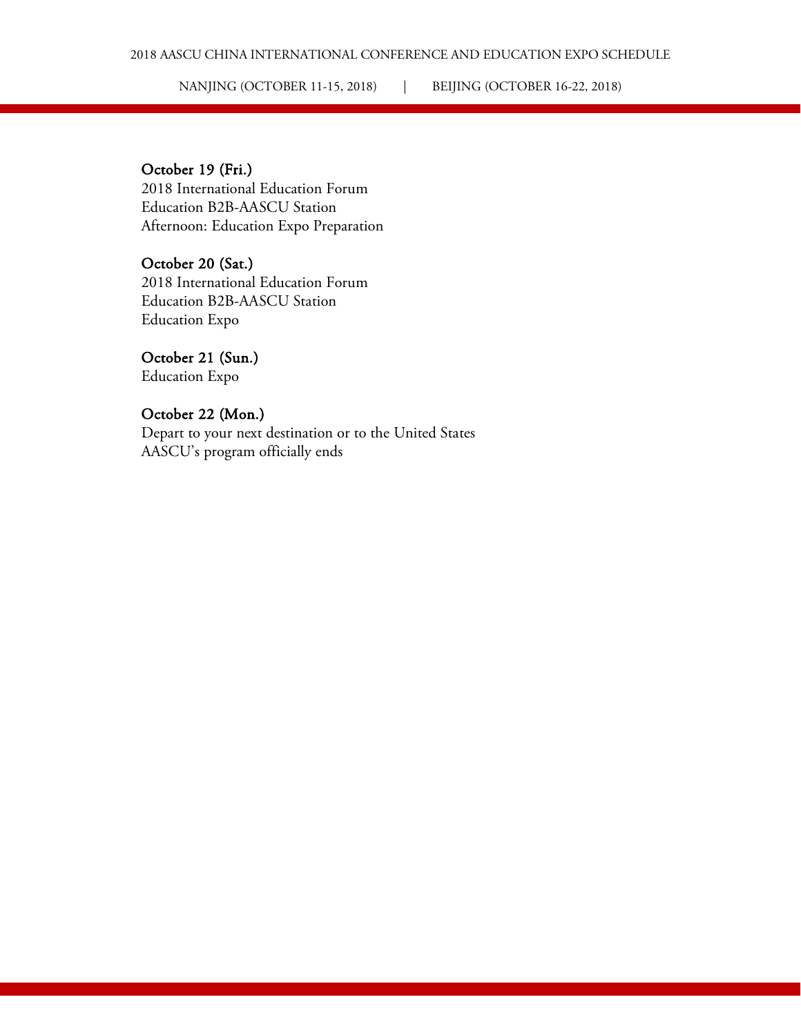**October 19 (Fri.)**
2018 International Education Forum
Education B2B-AASCU Station
Afternoon: Education Expo Preparation

**October 20 (Sat.)**
2018 International Education Forum
Education B2B-AASCU Station
Education Expo

**October 21 (Sun.)**
Education Expo

**October 22 (Mon.)**
Depart to your next destination or to the United States
AASCU's program officially ends